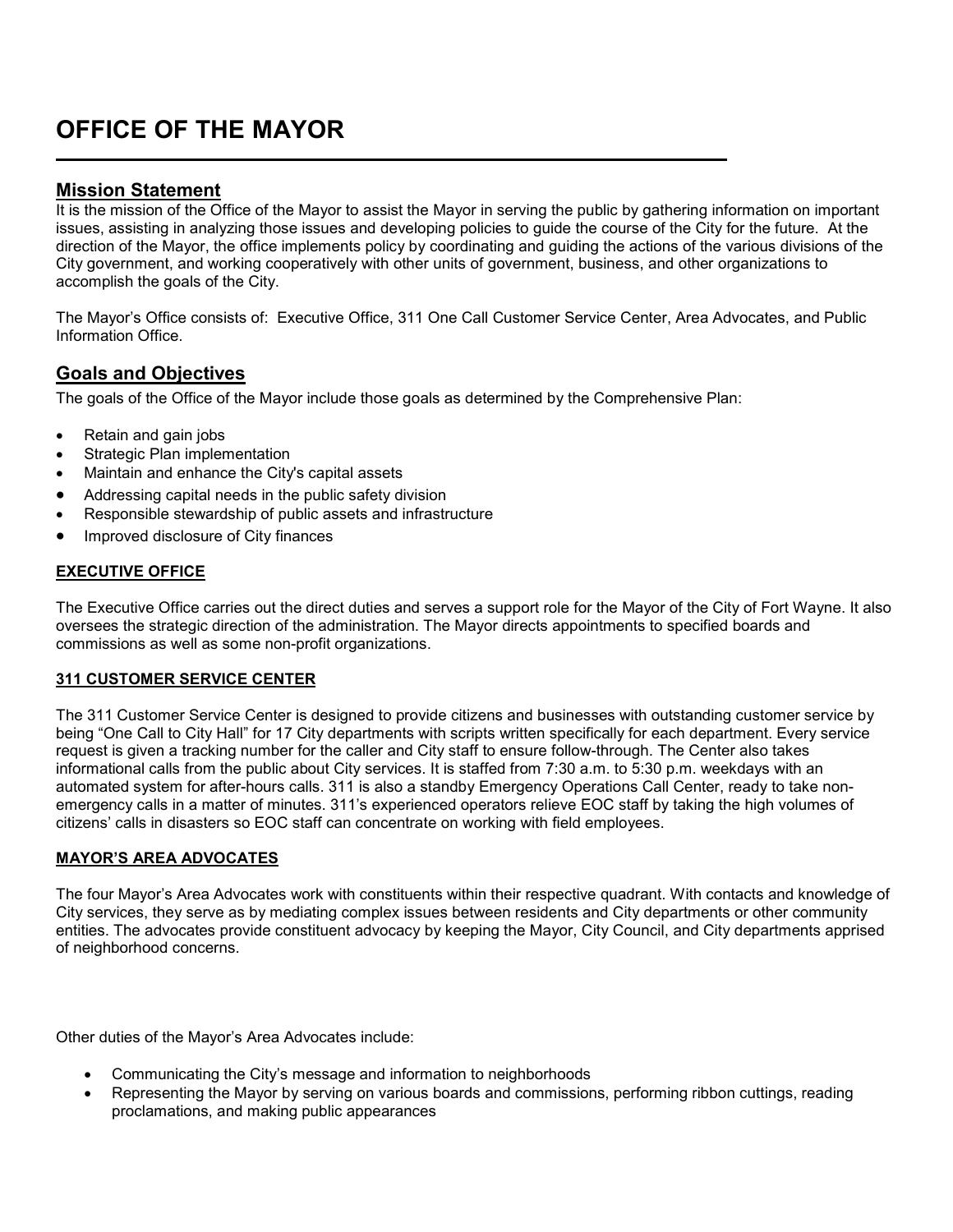# OFFICE OF THE MAYOR

## Mission Statement

It is the mission of the Office of the Mayor to assist the Mayor in serving the public by gathering information on important issues, assisting in analyzing those issues and developing policies to guide the course of the City for the future. At the direction of the Mayor, the office implements policy by coordinating and guiding the actions of the various divisions of the City government, and working cooperatively with other units of government, business, and other organizations to accomplish the goals of the City.

The Mayor's Office consists of: Executive Office, 311 One Call Customer Service Center, Area Advocates, and Public Information Office.

## Goals and Objectives

The goals of the Office of the Mayor include those goals as determined by the Comprehensive Plan:

- Retain and gain jobs
- Strategic Plan implementation
- Maintain and enhance the City's capital assets
- Addressing capital needs in the public safety division
- Responsible stewardship of public assets and infrastructure
- Improved disclosure of City finances

### EXECUTIVE OFFICE

The Executive Office carries out the direct duties and serves a support role for the Mayor of the City of Fort Wayne. It also oversees the strategic direction of the administration. The Mayor directs appointments to specified boards and commissions as well as some non-profit organizations.

### 311 CUSTOMER SERVICE CENTER

The 311 Customer Service Center is designed to provide citizens and businesses with outstanding customer service by being "One Call to City Hall" for 17 City departments with scripts written specifically for each department. Every service request is given a tracking number for the caller and City staff to ensure follow-through. The Center also takes informational calls from the public about City services. It is staffed from 7:30 a.m. to 5:30 p.m. weekdays with an automated system for after-hours calls. 311 is also a standby Emergency Operations Call Center, ready to take non-emergency calls in a matter of minutes. 311's experienced operators relieve EOC staff by taking the high volumes of citizens' calls in disasters so EOC staff can concentrate on working with field employees.

### MAYOR'S AREA ADVOCATES

The four Mayor's Area Advocates work with constituents within their respective quadrant. With contacts and knowledge of City services, they serve as by mediating complex issues between residents and City departments or other community entities. The advocates provide constituent advocacy by keeping the Mayor, City Council, and City departments apprised of neighborhood concerns.

Other duties of the Mayor's Area Advocates include:

- Communicating the City's message and information to neighborhoods
- Representing the Mayor by serving on various boards and commissions, performing ribbon cuttings, reading proclamations, and making public appearances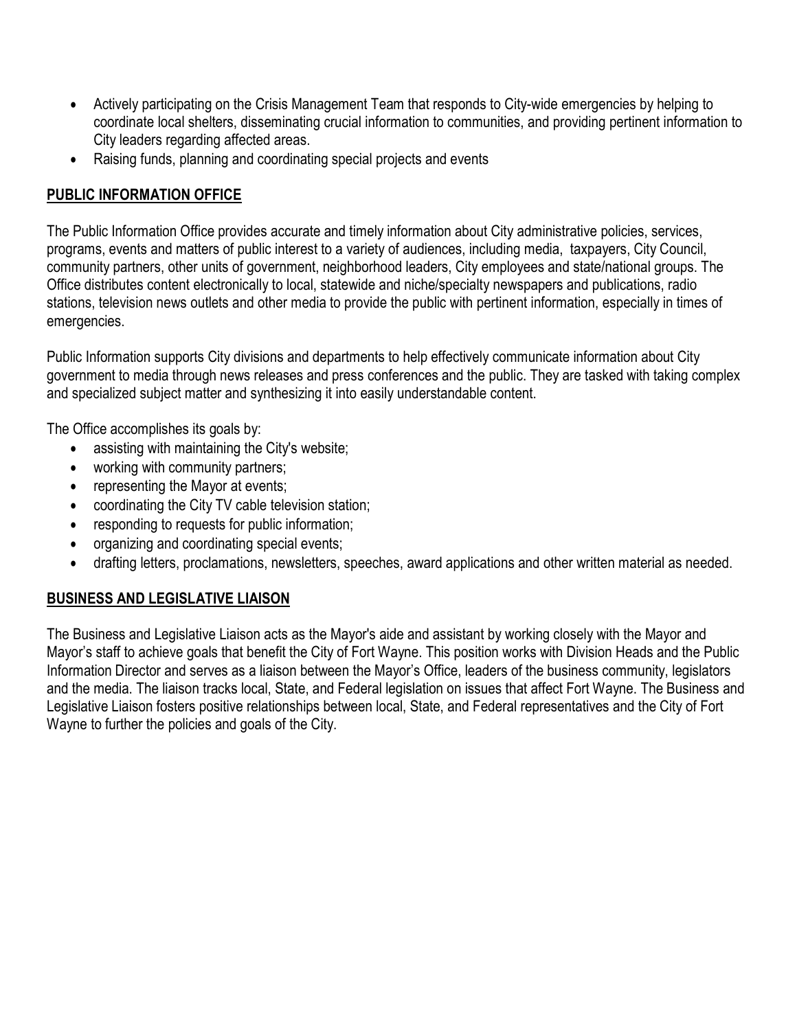- Actively participating on the Crisis Management Team that responds to City-wide emergencies by helping to coordinate local shelters, disseminating crucial information to communities, and providing pertinent information to City leaders regarding affected areas.
- Raising funds, planning and coordinating special projects and events

## PUBLIC INFORMATION OFFICE

The Public Information Office provides accurate and timely information about City administrative policies, services, programs, events and matters of public interest to a variety of audiences, including media, taxpayers, City Council, community partners, other units of government, neighborhood leaders, City employees and state/national groups. The Office distributes content electronically to local, statewide and niche/specialty newspapers and publications, radio stations, television news outlets and other media to provide the public with pertinent information, especially in times of emergencies.

Public Information supports City divisions and departments to help effectively communicate information about City government to media through news releases and press conferences and the public. They are tasked with taking complex and specialized subject matter and synthesizing it into easily understandable content.

The Office accomplishes its goals by:

- assisting with maintaining the City's website;
- working with community partners;
- representing the Mayor at events;
- coordinating the City TV cable television station;
- responding to requests for public information;
- organizing and coordinating special events;
- drafting letters, proclamations, newsletters, speeches, award applications and other written material as needed.

## BUSINESS AND LEGISLATIVE LIAISON

The Business and Legislative Liaison acts as the Mayor's aide and assistant by working closely with the Mayor and Mayor's staff to achieve goals that benefit the City of Fort Wayne. This position works with Division Heads and the Public Information Director and serves as a liaison between the Mayor's Office, leaders of the business community, legislators and the media. The liaison tracks local, State, and Federal legislation on issues that affect Fort Wayne. The Business and Legislative Liaison fosters positive relationships between local, State, and Federal representatives and the City of Fort Wayne to further the policies and goals of the City.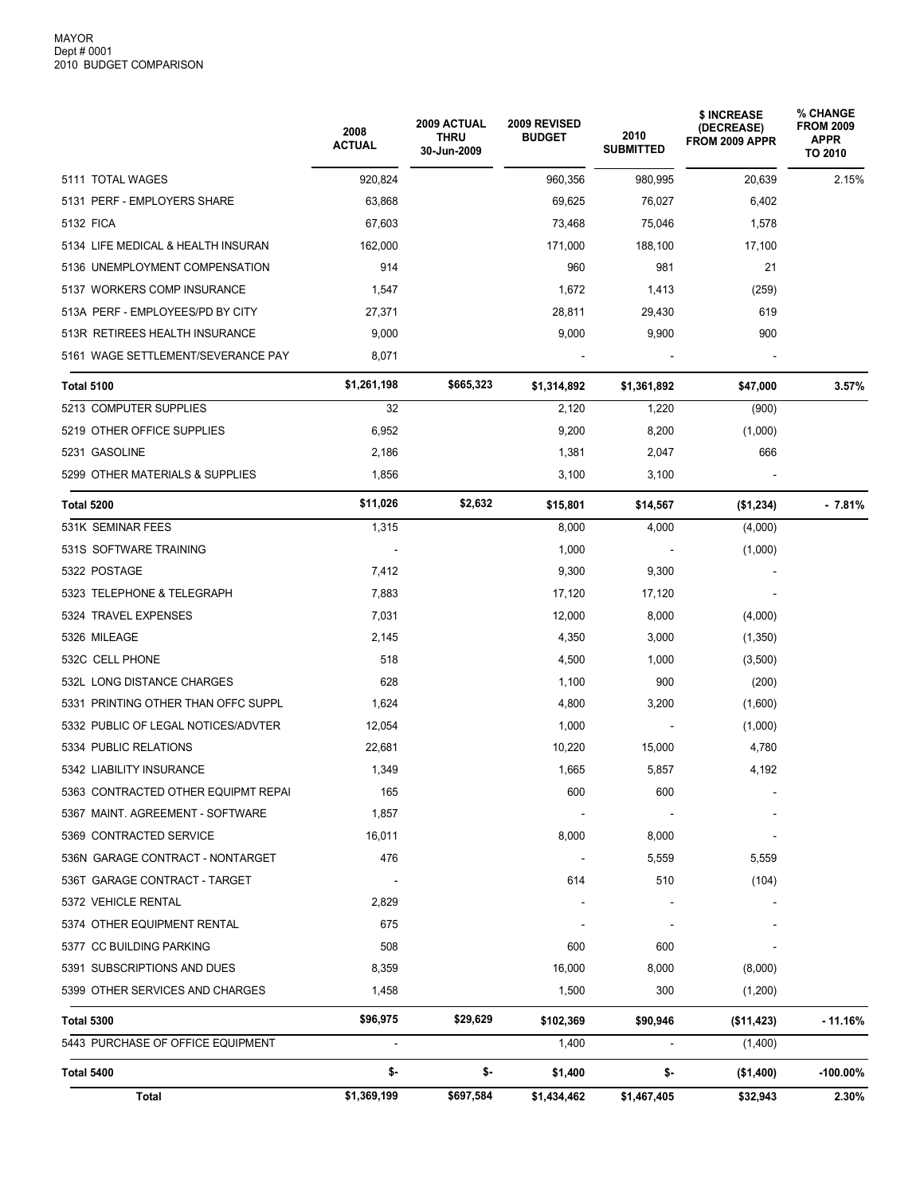MAYOR
Dept # 0001
2010 BUDGET COMPARISON

| | 2008 ACTUAL | 2009 ACTUAL THRU 30-Jun-2009 | 2009 REVISED BUDGET | 2010 SUBMITTED | $ INCREASE (DECREASE) FROM 2009 APPR | % CHANGE FROM 2009 APPR TO 2010 |
|---|---|---|---|---|---|---|
| 5111 TOTAL WAGES | 920,824 | | 960,356 | 980,995 | 20,639 | 2.15% |
| 5131 PERF - EMPLOYERS SHARE | 63,868 | | 69,625 | 76,027 | 6,402 | |
| 5132 FICA | 67,603 | | 73,468 | 75,046 | 1,578 | |
| 5134 LIFE MEDICAL & HEALTH INSURAN | 162,000 | | 171,000 | 188,100 | 17,100 | |
| 5136 UNEMPLOYMENT COMPENSATION | 914 | | 960 | 981 | 21 | |
| 5137 WORKERS COMP INSURANCE | 1,547 | | 1,672 | 1,413 | (259) | |
| 513A PERF - EMPLOYEES/PD BY CITY | 27,371 | | 28,811 | 29,430 | 619 | |
| 513R RETIREES HEALTH INSURANCE | 9,000 | | 9,000 | 9,900 | 900 | |
| 5161 WAGE SETTLEMENT/SEVERANCE PAY | 8,071 | | - | - | - | |
| **Total 5100** | **$1,261,198** | **$665,323** | **$1,314,892** | **$1,361,892** | **$47,000** | **3.57%** |
| 5213 COMPUTER SUPPLIES | 32 | | 2,120 | 1,220 | (900) | |
| 5219 OTHER OFFICE SUPPLIES | 6,952 | | 9,200 | 8,200 | (1,000) | |
| 5231 GASOLINE | 2,186 | | 1,381 | 2,047 | 666 | |
| 5299 OTHER MATERIALS & SUPPLIES | 1,856 | | 3,100 | 3,100 | - | |
| **Total 5200** | **$11,026** | **$2,632** | **$15,801** | **$14,567** | **($1,234)** | **- 7.81%** |
| 531K SEMINAR FEES | 1,315 | | 8,000 | 4,000 | (4,000) | |
| 531S SOFTWARE TRAINING | - | | 1,000 | - | (1,000) | |
| 5322 POSTAGE | 7,412 | | 9,300 | 9,300 | - | |
| 5323 TELEPHONE & TELEGRAPH | 7,883 | | 17,120 | 17,120 | - | |
| 5324 TRAVEL EXPENSES | 7,031 | | 12,000 | 8,000 | (4,000) | |
| 5326 MILEAGE | 2,145 | | 4,350 | 3,000 | (1,350) | |
| 532C CELL PHONE | 518 | | 4,500 | 1,000 | (3,500) | |
| 532L LONG DISTANCE CHARGES | 628 | | 1,100 | 900 | (200) | |
| 5331 PRINTING OTHER THAN OFFC SUPPL | 1,624 | | 4,800 | 3,200 | (1,600) | |
| 5332 PUBLIC OF LEGAL NOTICES/ADVTER | 12,054 | | 1,000 | - | (1,000) | |
| 5334 PUBLIC RELATIONS | 22,681 | | 10,220 | 15,000 | 4,780 | |
| 5342 LIABILITY INSURANCE | 1,349 | | 1,665 | 5,857 | 4,192 | |
| 5363 CONTRACTED OTHER EQUIPMT REPAI | 165 | | 600 | 600 | - | |
| 5367 MAINT. AGREEMENT - SOFTWARE | 1,857 | | - | - | - | |
| 5369 CONTRACTED SERVICE | 16,011 | | 8,000 | 8,000 | - | |
| 536N GARAGE CONTRACT - NONTARGET | 476 | | - | 5,559 | 5,559 | |
| 536T GARAGE CONTRACT - TARGET | - | | 614 | 510 | (104) | |
| 5372 VEHICLE RENTAL | 2,829 | | - | - | - | |
| 5374 OTHER EQUIPMENT RENTAL | 675 | | - | - | - | |
| 5377 CC BUILDING PARKING | 508 | | 600 | 600 | - | |
| 5391 SUBSCRIPTIONS AND DUES | 8,359 | | 16,000 | 8,000 | (8,000) | |
| 5399 OTHER SERVICES AND CHARGES | 1,458 | | 1,500 | 300 | (1,200) | |
| **Total 5300** | **$96,975** | **$29,629** | **$102,369** | **$90,946** | **($11,423)** | **- 11.16%** |
| 5443 PURCHASE OF OFFICE EQUIPMENT | - | | 1,400 | - | (1,400) | |
| **Total 5400** | **$-** | **$-** | **$1,400** | **$-** | **($1,400)** | **-100.00%** |
| **Total** | **$1,369,199** | **$697,584** | **$1,434,462** | **$1,467,405** | **$32,943** | **2.30%** |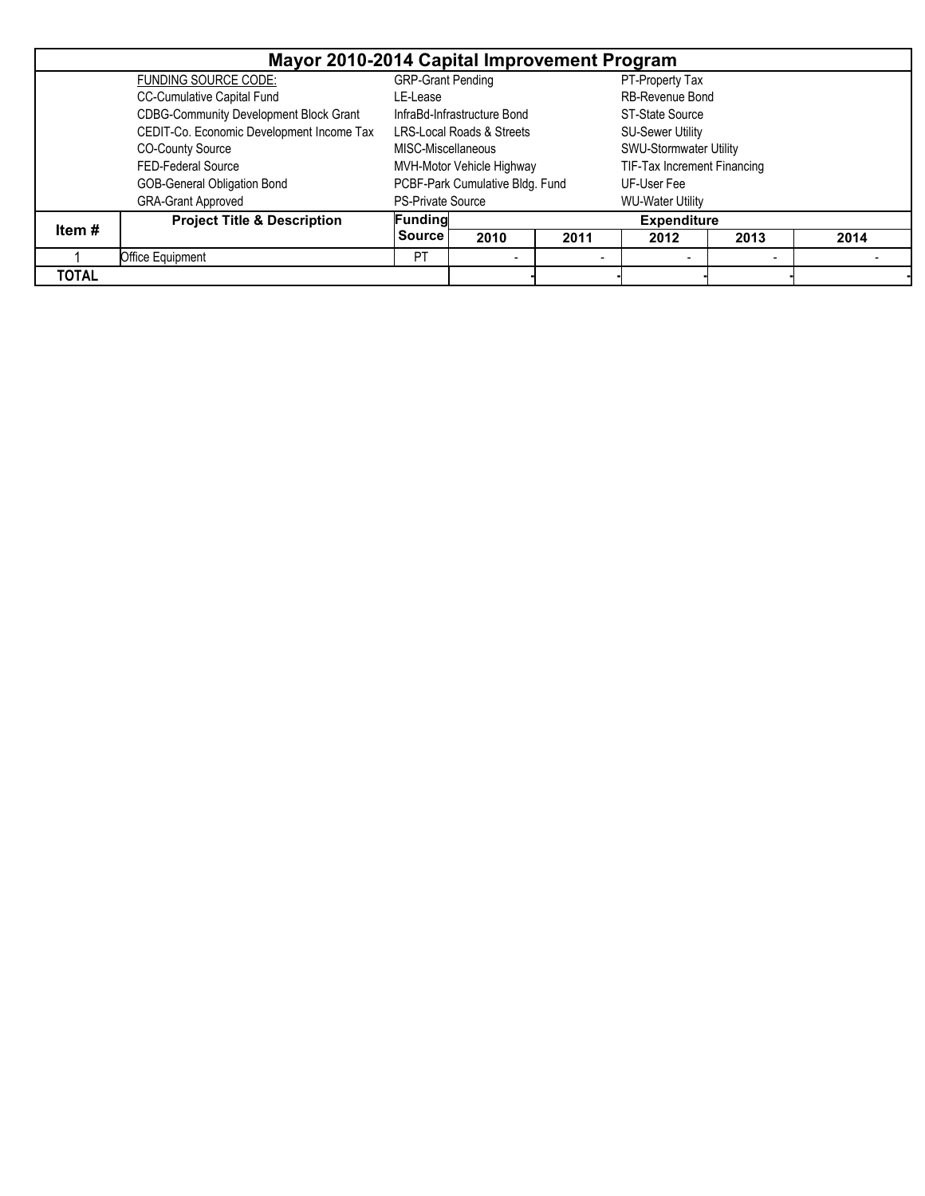# Mayor 2010-2014 Capital Improvement Program

| | | |
|---|---|---|
| FUNDING SOURCE CODE: | GRP-Grant Pending | PT-Property Tax |
| CC-Cumulative Capital Fund | LE-Lease | RB-Revenue Bond |
| CDBG-Community Development Block Grant | InfraBd-Infrastructure Bond | ST-State Source |
| CEDIT-Co. Economic Development Income Tax | LRS-Local Roads & Streets | SU-Sewer Utility |
| CO-County Source | MISC-Miscellaneous | SWU-Stormwater Utility |
| FED-Federal Source | MVH-Motor Vehicle Highway | TIF-Tax Increment Financing |
| GOB-General Obligation Bond | PCBF-Park Cumulative Bldg. Fund | UF-User Fee |
| GRA-Grant Approved | PS-Private Source | WU-Water Utility |

| Item # | Project Title & Description | Funding Source | Expenditure | | | | |
|---|---|---|---|---|---|---|---|
| | | | 2010 | 2011 | 2012 | 2013 | 2014 |
| 1 | Office Equipment | PT | - | - | - | - | - |
| TOTAL | | | - | - | - | - | - |